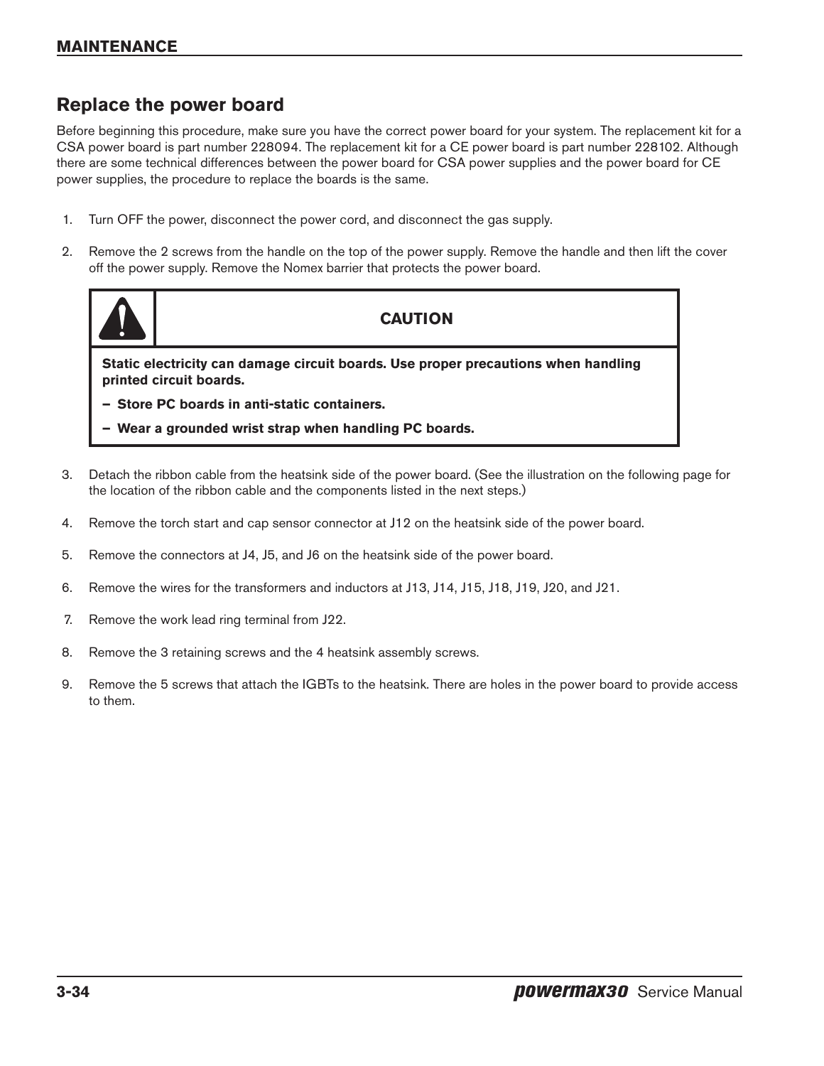## Replace the power board

Before beginning this procedure, make sure you have the correct power board for your system. The replacement kit for a CSA power board is part number 228094. The replacement kit for a CE power board is part number 228102. Although there are some technical differences between the power board for CSA power supplies and the power board for CE power supplies, the procedure to replace the boards is the same.

1. Turn OFF the power, disconnect the power cord, and disconnect the gas supply.
2. Remove the 2 screws from the handle on the top of the power supply. Remove the handle and then lift the cover off the power supply. Remove the Nomex barrier that protects the power board.

> **CAUTION**
>
> **Static electricity can damage circuit boards. Use proper precautions when handling printed circuit boards.**
>
> **– Store PC boards in anti-static containers.**
>
> **– Wear a grounded wrist strap when handling PC boards.**

3. Detach the ribbon cable from the heatsink side of the power board. (See the illustration on the following page for the location of the ribbon cable and the components listed in the next steps.)
4. Remove the torch start and cap sensor connector at J12 on the heatsink side of the power board.
5. Remove the connectors at J4, J5, and J6 on the heatsink side of the power board.
6. Remove the wires for the transformers and inductors at J13, J14, J15, J18, J19, J20, and J21.
7. Remove the work lead ring terminal from J22.
8. Remove the 3 retaining screws and the 4 heatsink assembly screws.
9. Remove the 5 screws that attach the IGBTs to the heatsink. There are holes in the power board to provide access to them.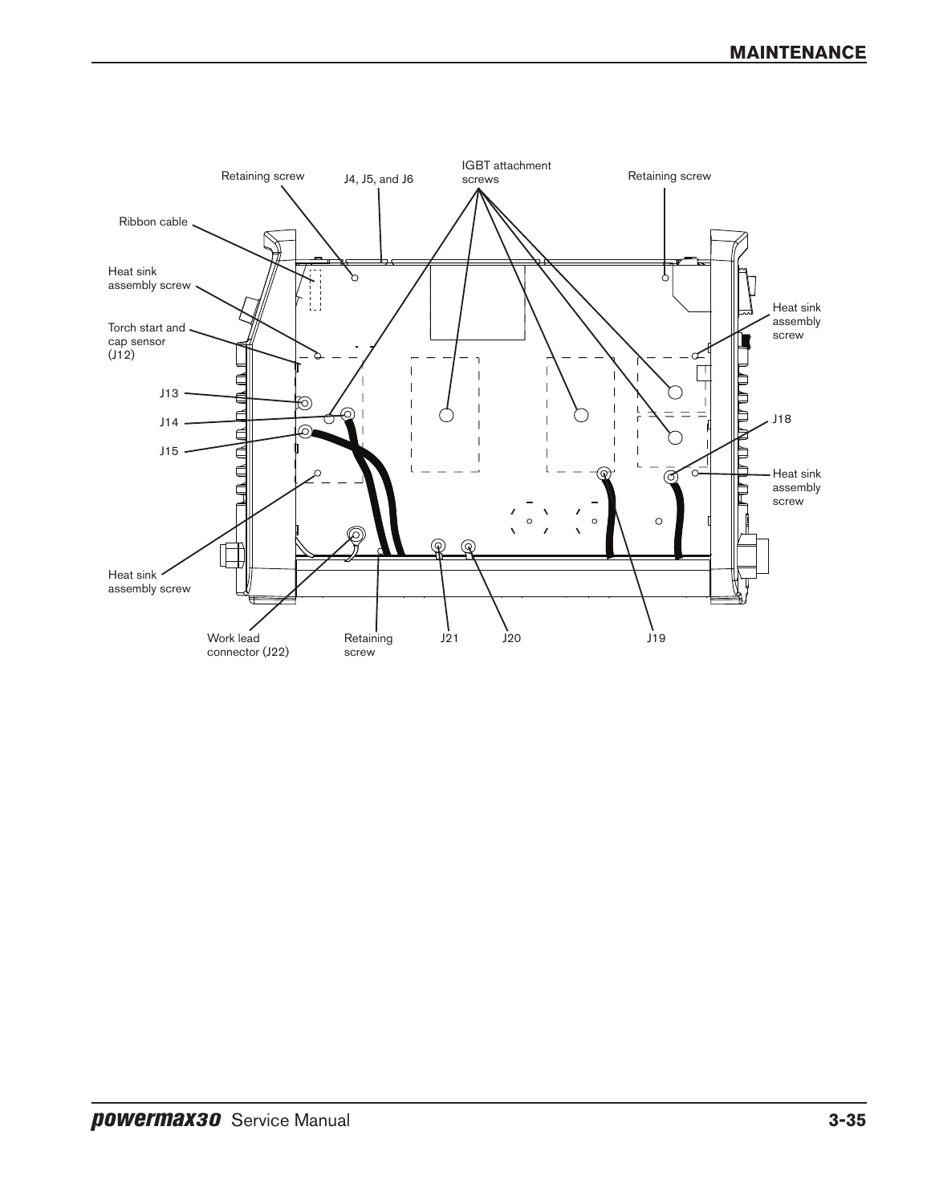Retaining screw

J4, J5, and J6

IGBT attachment screws

Retaining screw

Ribbon cable

Heat sink assembly screw

Torch start and cap sensor (J12)

J13

J14

J15

Heat sink assembly screw

Heat sink assembly screw

J18

Heat sink assembly screw

Work lead connector (J22)

Retaining screw

J21

J20

J19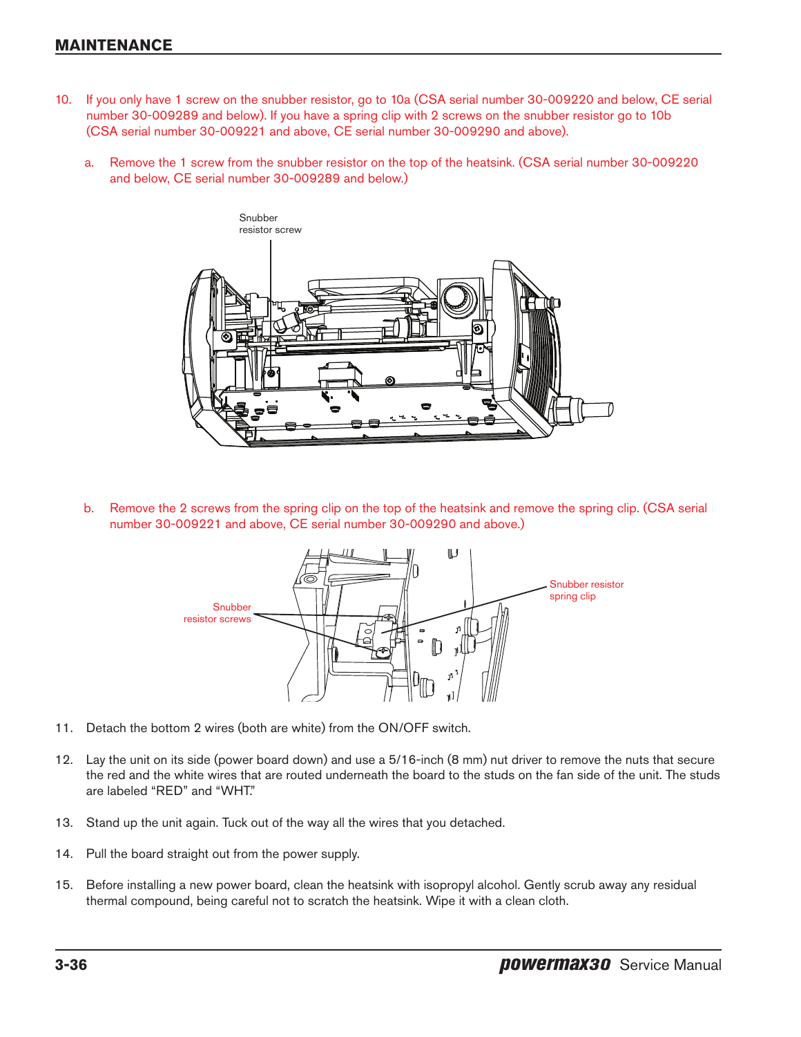10. If you only have 1 screw on the snubber resistor, go to 10a (CSA serial number 30-009220 and below, CE serial number 30-009289 and below). If you have a spring clip with 2 screws on the snubber resistor go to 10b (CSA serial number 30-009221 and above, CE serial number 30-009290 and above).

    a. Remove the 1 screw from the snubber resistor on the top of the heatsink. (CSA serial number 30-009220 and below, CE serial number 30-009289 and below.)

    Snubber resistor screw

    b. Remove the 2 screws from the spring clip on the top of the heatsink and remove the spring clip. (CSA serial number 30-009221 and above, CE serial number 30-009290 and above.)

    Snubber resistor screws

    Snubber resistor spring clip

11. Detach the bottom 2 wires (both are white) from the ON/OFF switch.

12. Lay the unit on its side (power board down) and use a 5/16-inch (8 mm) nut driver to remove the nuts that secure the red and the white wires that are routed underneath the board to the studs on the fan side of the unit. The studs are labeled "RED" and "WHT."

13. Stand up the unit again. Tuck out of the way all the wires that you detached.

14. Pull the board straight out from the power supply.

15. Before installing a new power board, clean the heatsink with isopropyl alcohol. Gently scrub away any residual thermal compound, being careful not to scratch the heatsink. Wipe it with a clean cloth.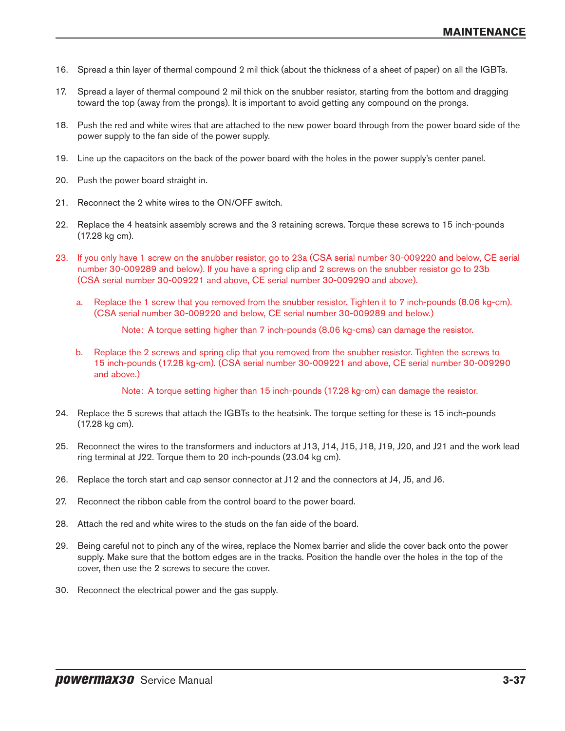16. Spread a thin layer of thermal compound 2 mil thick (about the thickness of a sheet of paper) on all the IGBTs.

17. Spread a layer of thermal compound 2 mil thick on the snubber resistor, starting from the bottom and dragging toward the top (away from the prongs). It is important to avoid getting any compound on the prongs.

18. Push the red and white wires that are attached to the new power board through from the power board side of the power supply to the fan side of the power supply.

19. Line up the capacitors on the back of the power board with the holes in the power supply's center panel.

20. Push the power board straight in.

21. Reconnect the 2 white wires to the ON/OFF switch.

22. Replace the 4 heatsink assembly screws and the 3 retaining screws. Torque these screws to 15 inch-pounds (17.28 kg cm).

23. If you only have 1 screw on the snubber resistor, go to 23a (CSA serial number 30-009220 and below, CE serial number 30-009289 and below). If you have a spring clip and 2 screws on the snubber resistor go to 23b (CSA serial number 30-009221 and above, CE serial number 30-009290 and above).

    a. Replace the 1 screw that you removed from the snubber resistor. Tighten it to 7 inch-pounds (8.06 kg-cm). (CSA serial number 30-009220 and below, CE serial number 30-009289 and below.)

       Note: A torque setting higher than 7 inch-pounds (8.06 kg-cms) can damage the resistor.

    b. Replace the 2 screws and spring clip that you removed from the snubber resistor. Tighten the screws to 15 inch-pounds (17.28 kg-cm). (CSA serial number 30-009221 and above, CE serial number 30-009290 and above.)

       Note: A torque setting higher than 15 inch-pounds (17.28 kg-cm) can damage the resistor.

24. Replace the 5 screws that attach the IGBTs to the heatsink. The torque setting for these is 15 inch-pounds (17.28 kg cm).

25. Reconnect the wires to the transformers and inductors at J13, J14, J15, J18, J19, J20, and J21 and the work lead ring terminal at J22. Torque them to 20 inch-pounds (23.04 kg cm).

26. Replace the torch start and cap sensor connector at J12 and the connectors at J4, J5, and J6.

27. Reconnect the ribbon cable from the control board to the power board.

28. Attach the red and white wires to the studs on the fan side of the board.

29. Being careful not to pinch any of the wires, replace the Nomex barrier and slide the cover back onto the power supply. Make sure that the bottom edges are in the tracks. Position the handle over the holes in the top of the cover, then use the 2 screws to secure the cover.

30. Reconnect the electrical power and the gas supply.